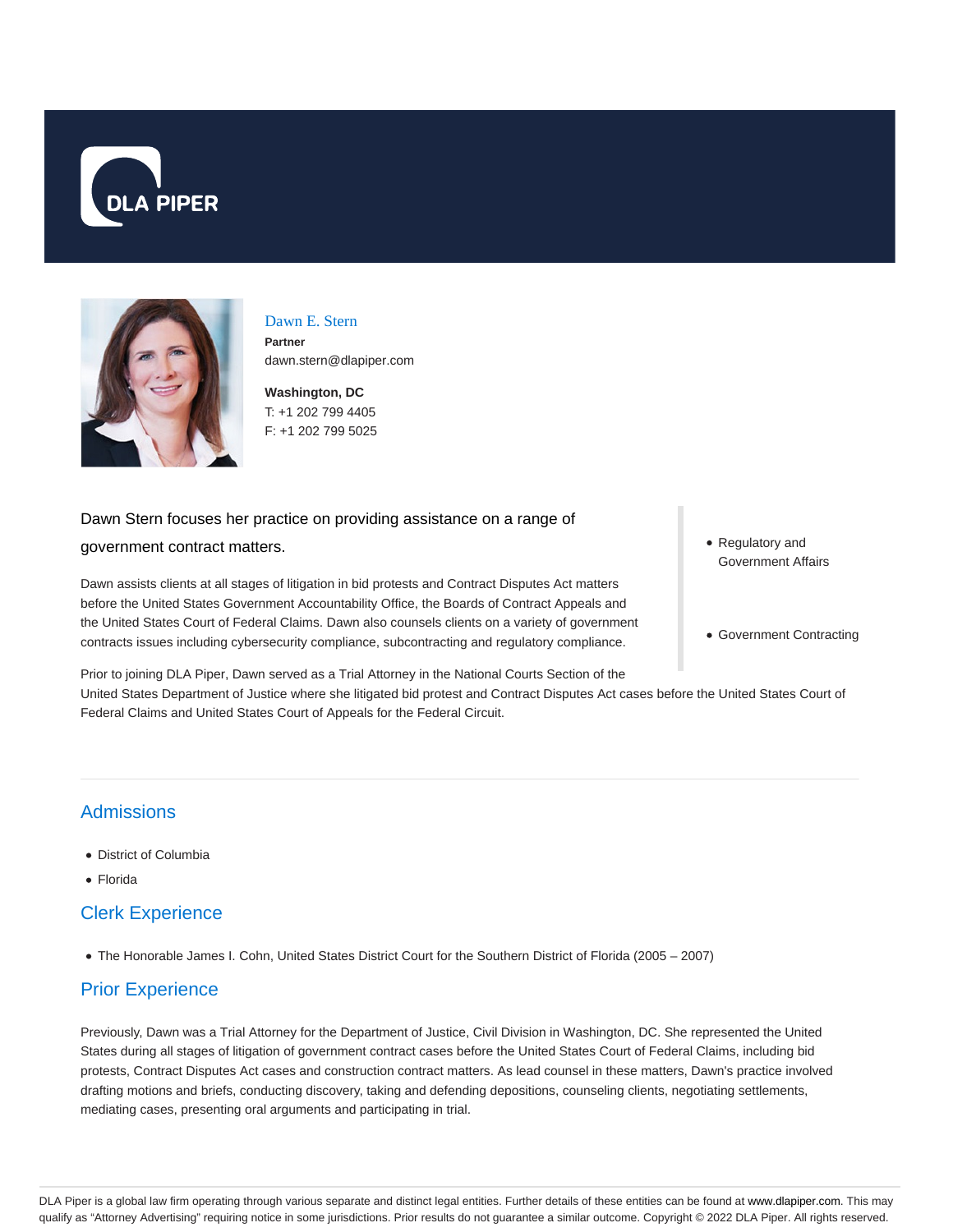DLA PIPER

# Dawn E. Stern

**Partner**

dawn.stern@dlapiper.com

**Washington, DC**

T: +1 202 799 4405

F: +1 202 799 5025

Dawn Stern focuses her practice on providing assistance on a range of government contract matters.

- Regulatory and Government Affairs
- Government Contracting

Dawn assists clients at all stages of litigation in bid protests and Contract Disputes Act matters before the United States Government Accountability Office, the Boards of Contract Appeals and the United States Court of Federal Claims. Dawn also counsels clients on a variety of government contracts issues including cybersecurity compliance, subcontracting and regulatory compliance.

Prior to joining DLA Piper, Dawn served as a Trial Attorney in the National Courts Section of the United States Department of Justice where she litigated bid protest and Contract Disputes Act cases before the United States Court of Federal Claims and United States Court of Appeals for the Federal Circuit.

## Admissions

- District of Columbia
- Florida

## Clerk Experience

- The Honorable James I. Cohn, United States District Court for the Southern District of Florida (2005 – 2007)

## Prior Experience

Previously, Dawn was a Trial Attorney for the Department of Justice, Civil Division in Washington, DC. She represented the United States during all stages of litigation of government contract cases before the United States Court of Federal Claims, including bid protests, Contract Disputes Act cases and construction contract matters. As lead counsel in these matters, Dawn's practice involved drafting motions and briefs, conducting discovery, taking and defending depositions, counseling clients, negotiating settlements, mediating cases, presenting oral arguments and participating in trial.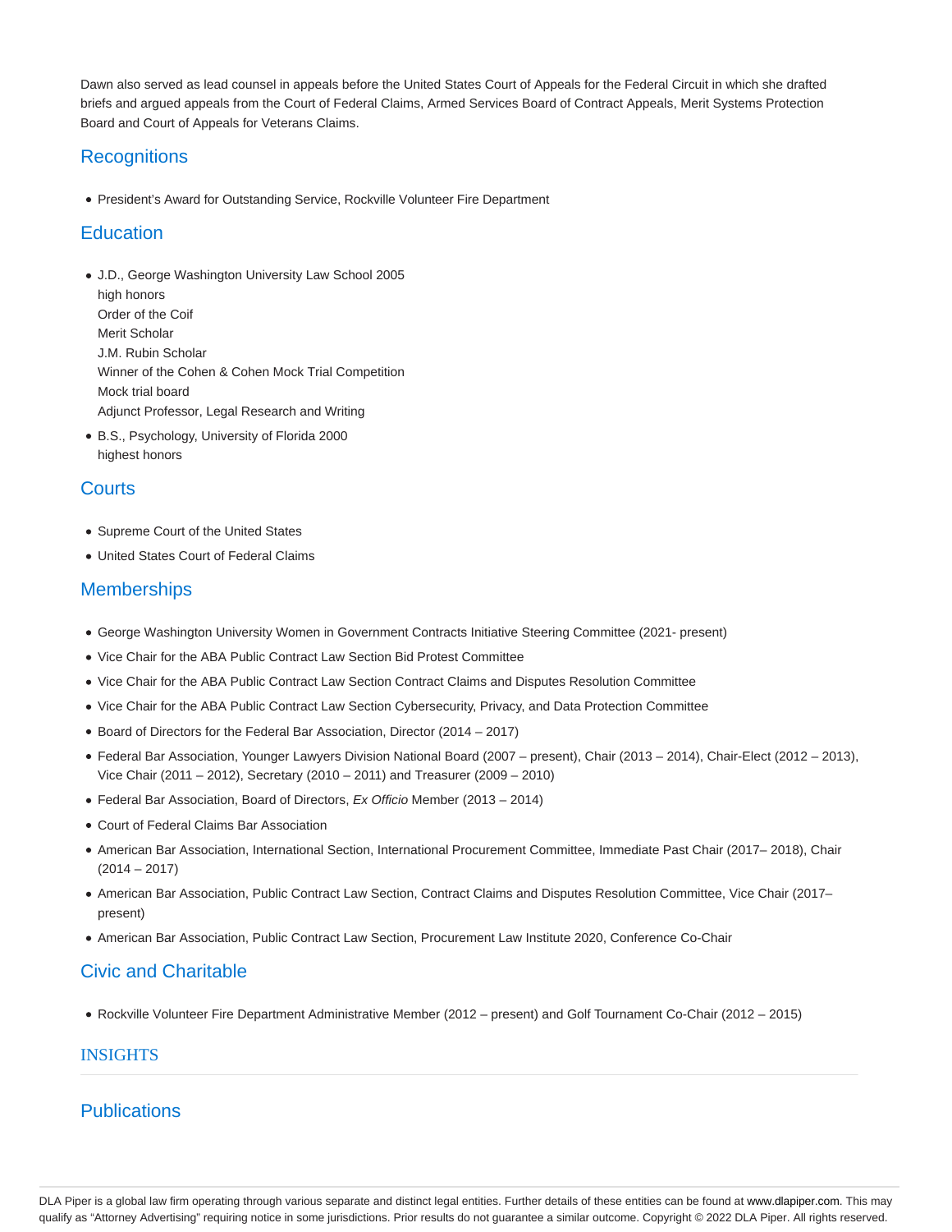Dawn also served as lead counsel in appeals before the United States Court of Appeals for the Federal Circuit in which she drafted briefs and argued appeals from the Court of Federal Claims, Armed Services Board of Contract Appeals, Merit Systems Protection Board and Court of Appeals for Veterans Claims.

## Recognitions

- President's Award for Outstanding Service, Rockville Volunteer Fire Department

## Education

- J.D., George Washington University Law School 2005
  high honors
  Order of the Coif
  Merit Scholar
  J.M. Rubin Scholar
  Winner of the Cohen & Cohen Mock Trial Competition
  Mock trial board
  Adjunct Professor, Legal Research and Writing
- B.S., Psychology, University of Florida 2000
  highest honors

## Courts

- Supreme Court of the United States
- United States Court of Federal Claims

## Memberships

- George Washington University Women in Government Contracts Initiative Steering Committee (2021- present)
- Vice Chair for the ABA Public Contract Law Section Bid Protest Committee
- Vice Chair for the ABA Public Contract Law Section Contract Claims and Disputes Resolution Committee
- Vice Chair for the ABA Public Contract Law Section Cybersecurity, Privacy, and Data Protection Committee
- Board of Directors for the Federal Bar Association, Director (2014 – 2017)
- Federal Bar Association, Younger Lawyers Division National Board (2007 – present), Chair (2013 – 2014), Chair-Elect (2012 – 2013), Vice Chair (2011 – 2012), Secretary (2010 – 2011) and Treasurer (2009 – 2010)
- Federal Bar Association, Board of Directors, *Ex Officio* Member (2013 – 2014)
- Court of Federal Claims Bar Association
- American Bar Association, International Section, International Procurement Committee, Immediate Past Chair (2017– 2018), Chair (2014 – 2017)
- American Bar Association, Public Contract Law Section, Contract Claims and Disputes Resolution Committee, Vice Chair (2017– present)
- American Bar Association, Public Contract Law Section, Procurement Law Institute 2020, Conference Co-Chair

## Civic and Charitable

- Rockville Volunteer Fire Department Administrative Member (2012 – present) and Golf Tournament Co-Chair (2012 – 2015)

## INSIGHTS

## Publications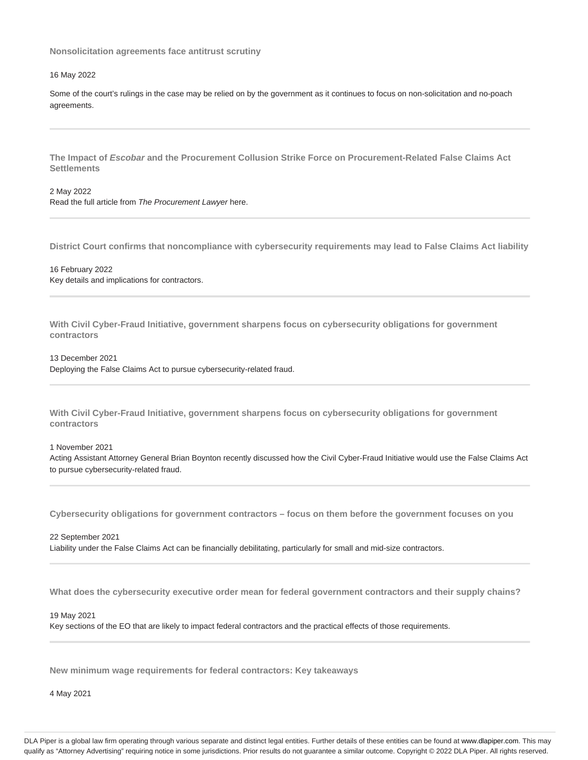**Nonsolicitation agreements face antitrust scrutiny**

16 May 2022

Some of the court's rulings in the case may be relied on by the government as it continues to focus on non-solicitation and no-poach agreements.

---

**The Impact of *Escobar* and the Procurement Collusion Strike Force on Procurement-Related False Claims Act Settlements**

2 May 2022
Read the full article from *The Procurement Lawyer* here.

---

**District Court confirms that noncompliance with cybersecurity requirements may lead to False Claims Act liability**

16 February 2022
Key details and implications for contractors.

---

**With Civil Cyber-Fraud Initiative, government sharpens focus on cybersecurity obligations for government contractors**

13 December 2021
Deploying the False Claims Act to pursue cybersecurity-related fraud.

---

**With Civil Cyber-Fraud Initiative, government sharpens focus on cybersecurity obligations for government contractors**

1 November 2021
Acting Assistant Attorney General Brian Boynton recently discussed how the Civil Cyber-Fraud Initiative would use the False Claims Act to pursue cybersecurity-related fraud.

---

**Cybersecurity obligations for government contractors – focus on them before the government focuses on you**

22 September 2021
Liability under the False Claims Act can be financially debilitating, particularly for small and mid-size contractors.

---

**What does the cybersecurity executive order mean for federal government contractors and their supply chains?**

19 May 2021
Key sections of the EO that are likely to impact federal contractors and the practical effects of those requirements.

---

**New minimum wage requirements for federal contractors: Key takeaways**

4 May 2021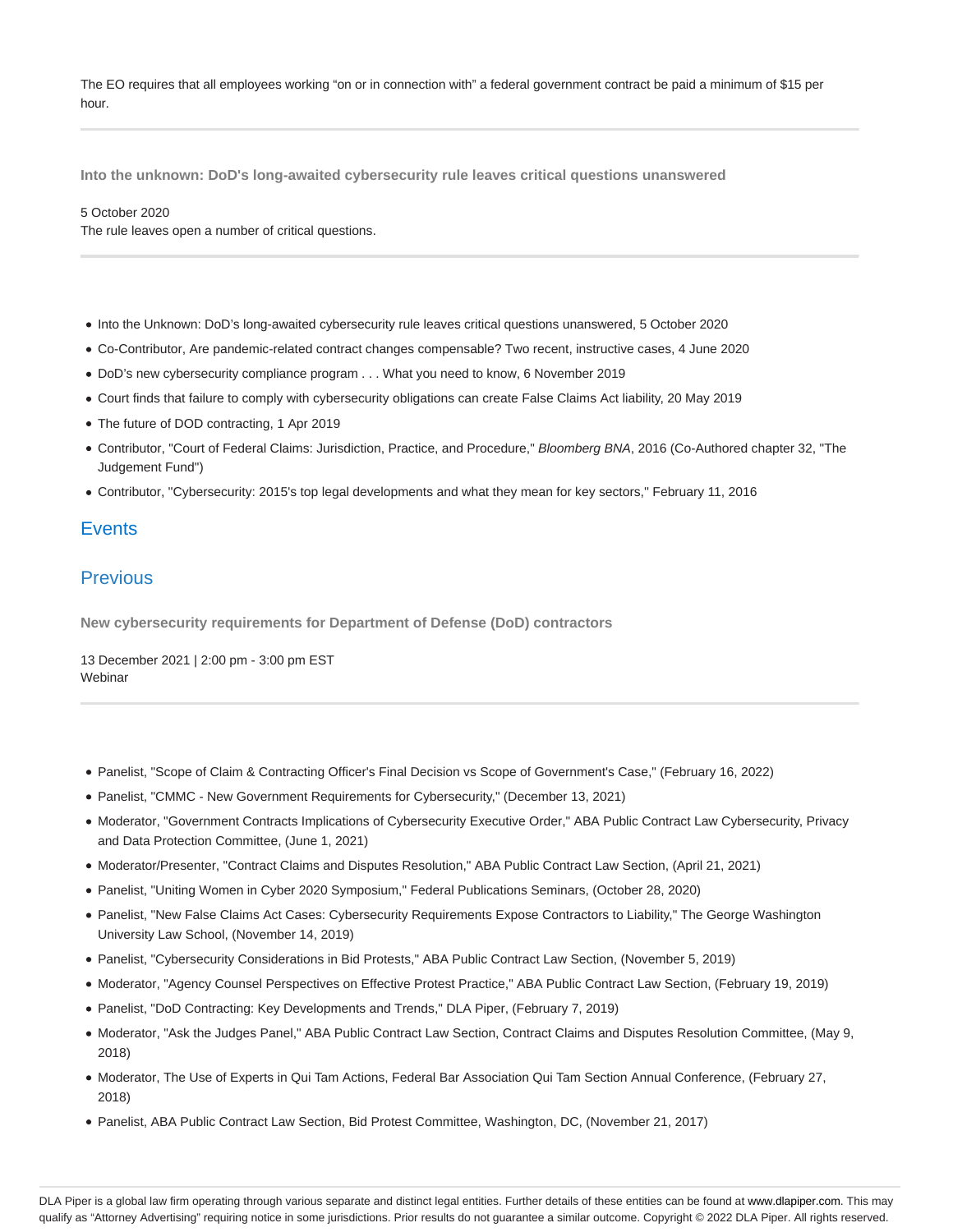The EO requires that all employees working "on or in connection with" a federal government contract be paid a minimum of $15 per hour.

**Into the unknown: DoD's long-awaited cybersecurity rule leaves critical questions unanswered**

5 October 2020
The rule leaves open a number of critical questions.

- Into the Unknown: DoD's long-awaited cybersecurity rule leaves critical questions unanswered, 5 October 2020
- Co-Contributor, Are pandemic-related contract changes compensable? Two recent, instructive cases, 4 June 2020
- DoD's new cybersecurity compliance program . . . What you need to know, 6 November 2019
- Court finds that failure to comply with cybersecurity obligations can create False Claims Act liability, 20 May 2019
- The future of DOD contracting, 1 Apr 2019
- Contributor, "Court of Federal Claims: Jurisdiction, Practice, and Procedure," *Bloomberg BNA*, 2016 (Co-Authored chapter 32, "The Judgement Fund")
- Contributor, "Cybersecurity: 2015's top legal developments and what they mean for key sectors," February 11, 2016

## Events

## Previous

**New cybersecurity requirements for Department of Defense (DoD) contractors**

13 December 2021 | 2:00 pm - 3:00 pm EST
Webinar

- Panelist, "Scope of Claim & Contracting Officer's Final Decision vs Scope of Government's Case," (February 16, 2022)
- Panelist, "CMMC - New Government Requirements for Cybersecurity," (December 13, 2021)
- Moderator, "Government Contracts Implications of Cybersecurity Executive Order," ABA Public Contract Law Cybersecurity, Privacy and Data Protection Committee, (June 1, 2021)
- Moderator/Presenter, "Contract Claims and Disputes Resolution," ABA Public Contract Law Section, (April 21, 2021)
- Panelist, "Uniting Women in Cyber 2020 Symposium," Federal Publications Seminars, (October 28, 2020)
- Panelist, "New False Claims Act Cases: Cybersecurity Requirements Expose Contractors to Liability," The George Washington University Law School, (November 14, 2019)
- Panelist, "Cybersecurity Considerations in Bid Protests," ABA Public Contract Law Section, (November 5, 2019)
- Moderator, "Agency Counsel Perspectives on Effective Protest Practice," ABA Public Contract Law Section, (February 19, 2019)
- Panelist, "DoD Contracting: Key Developments and Trends," DLA Piper, (February 7, 2019)
- Moderator, "Ask the Judges Panel," ABA Public Contract Law Section, Contract Claims and Disputes Resolution Committee, (May 9, 2018)
- Moderator, The Use of Experts in Qui Tam Actions, Federal Bar Association Qui Tam Section Annual Conference, (February 27, 2018)
- Panelist, ABA Public Contract Law Section, Bid Protest Committee, Washington, DC, (November 21, 2017)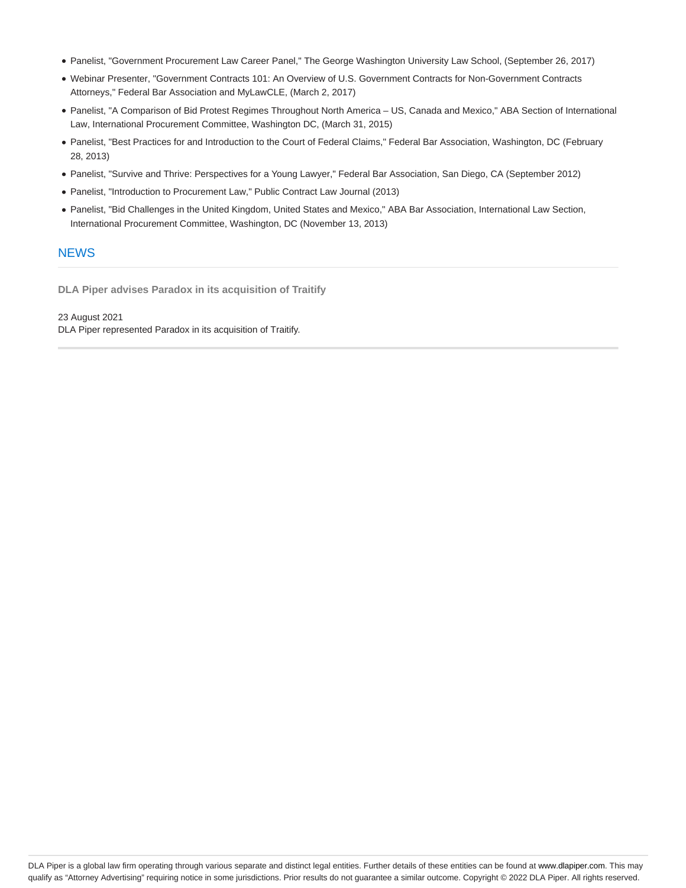- Panelist, "Government Procurement Law Career Panel," The George Washington University Law School, (September 26, 2017)
- Webinar Presenter, "Government Contracts 101: An Overview of U.S. Government Contracts for Non-Government Contracts Attorneys," Federal Bar Association and MyLawCLE, (March 2, 2017)
- Panelist, "A Comparison of Bid Protest Regimes Throughout North America – US, Canada and Mexico," ABA Section of International Law, International Procurement Committee, Washington DC, (March 31, 2015)
- Panelist, "Best Practices for and Introduction to the Court of Federal Claims," Federal Bar Association, Washington, DC (February 28, 2013)
- Panelist, "Survive and Thrive: Perspectives for a Young Lawyer," Federal Bar Association, San Diego, CA (September 2012)
- Panelist, "Introduction to Procurement Law," Public Contract Law Journal (2013)
- Panelist, "Bid Challenges in the United Kingdom, United States and Mexico," ABA Bar Association, International Law Section, International Procurement Committee, Washington, DC (November 13, 2013)

## NEWS

**DLA Piper advises Paradox in its acquisition of Traitify**

23 August 2021
DLA Piper represented Paradox in its acquisition of Traitify.

DLA Piper is a global law firm operating through various separate and distinct legal entities. Further details of these entities can be found at www.dlapiper.com. This may qualify as "Attorney Advertising" requiring notice in some jurisdictions. Prior results do not guarantee a similar outcome. Copyright © 2022 DLA Piper. All rights reserved.